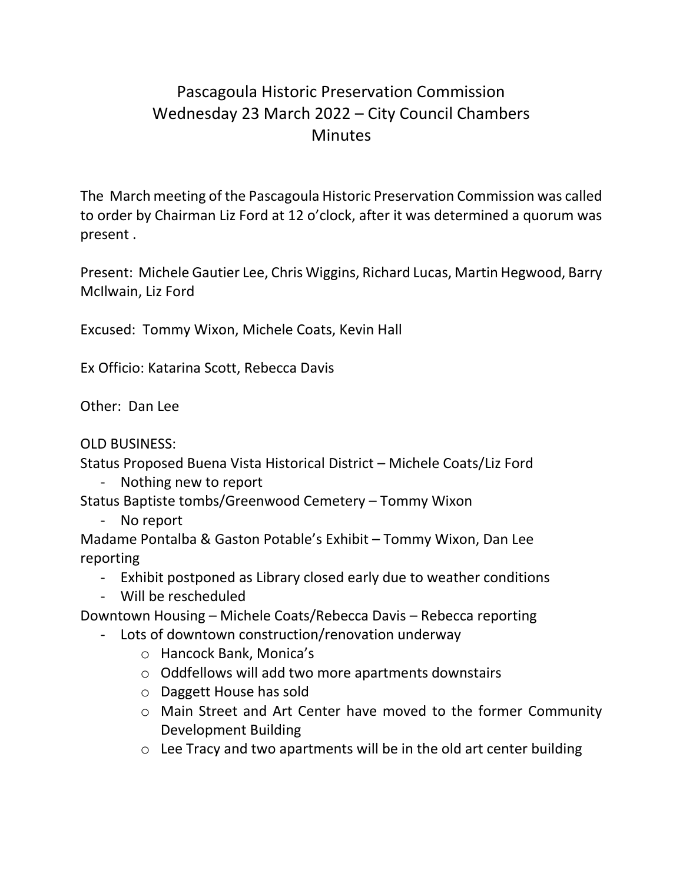# Pascagoula Historic Preservation Commission
## Wednesday 23 March 2022 – City Council Chambers
## Minutes

The March meeting of the Pascagoula Historic Preservation Commission was called to order by Chairman Liz Ford at 12 o'clock, after it was determined a quorum was present .

Present: Michele Gautier Lee, Chris Wiggins, Richard Lucas, Martin Hegwood, Barry McIlwain, Liz Ford

Excused: Tommy Wixon, Michele Coats, Kevin Hall

Ex Officio: Katarina Scott, Rebecca Davis

Other: Dan Lee

OLD BUSINESS:

Status Proposed Buena Vista Historical District – Michele Coats/Liz Ford

- Nothing new to report

Status Baptiste tombs/Greenwood Cemetery – Tommy Wixon

- No report

Madame Pontalba & Gaston Potable's Exhibit – Tommy Wixon, Dan Lee reporting

- Exhibit postponed as Library closed early due to weather conditions
- Will be rescheduled

Downtown Housing – Michele Coats/Rebecca Davis – Rebecca reporting

- Lots of downtown construction/renovation underway
    - Hancock Bank, Monica's
    - Oddfellows will add two more apartments downstairs
    - Daggett House has sold
    - Main Street and Art Center have moved to the former Community Development Building
    - Lee Tracy and two apartments will be in the old art center building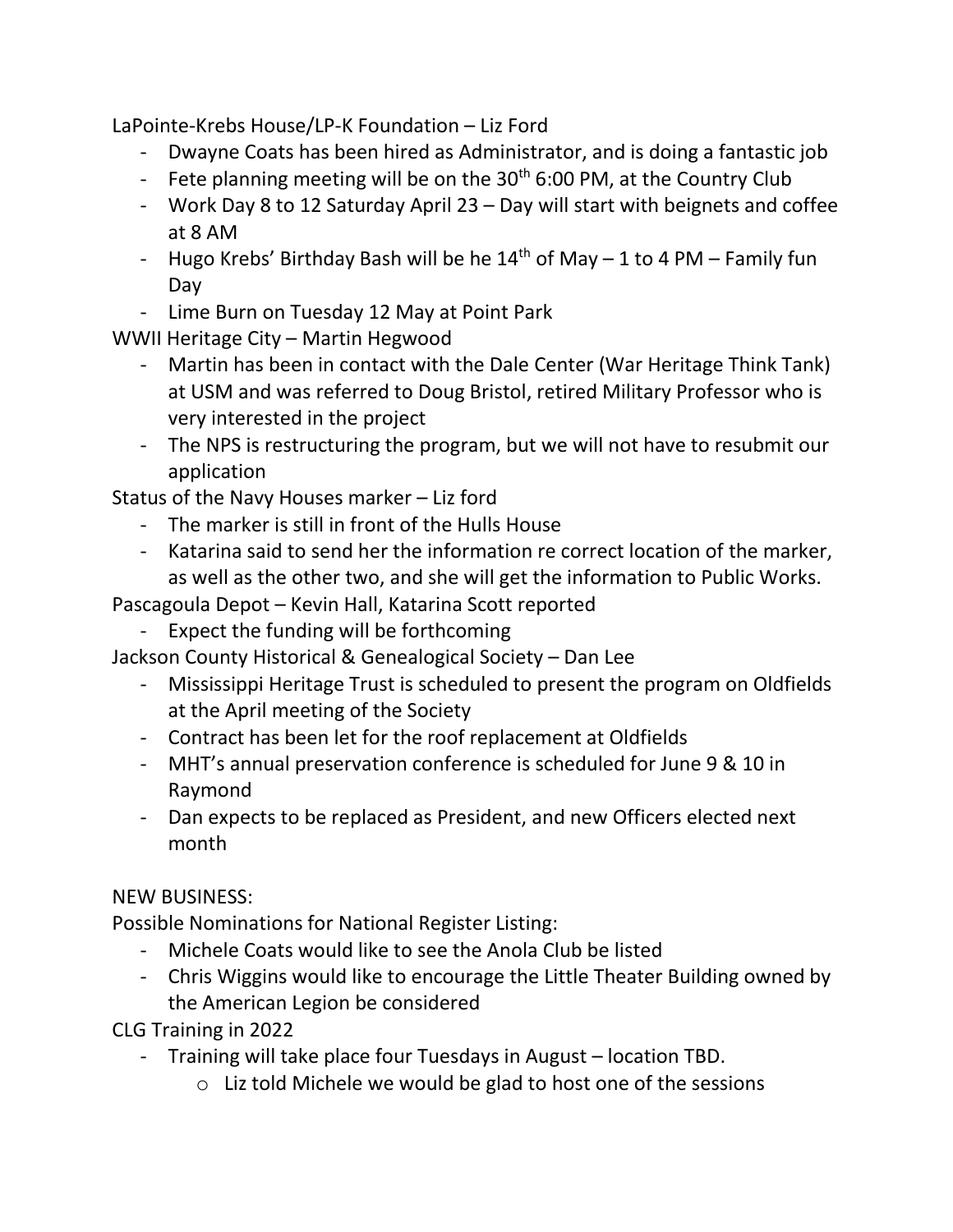LaPointe-Krebs House/LP-K Foundation – Liz Ford

- Dwayne Coats has been hired as Administrator, and is doing a fantastic job
- Fete planning meeting will be on the 30th 6:00 PM, at the Country Club
- Work Day 8 to 12 Saturday April 23 – Day will start with beignets and coffee at 8 AM
- Hugo Krebs' Birthday Bash will be he 14th of May – 1 to 4 PM – Family fun Day
- Lime Burn on Tuesday 12 May at Point Park

WWII Heritage City – Martin Hegwood

- Martin has been in contact with the Dale Center (War Heritage Think Tank) at USM and was referred to Doug Bristol, retired Military Professor who is very interested in the project
- The NPS is restructuring the program, but we will not have to resubmit our application

Status of the Navy Houses marker – Liz ford

- The marker is still in front of the Hulls House
- Katarina said to send her the information re correct location of the marker, as well as the other two, and she will get the information to Public Works.

Pascagoula Depot – Kevin Hall, Katarina Scott reported

- Expect the funding will be forthcoming

Jackson County Historical & Genealogical Society – Dan Lee

- Mississippi Heritage Trust is scheduled to present the program on Oldfields at the April meeting of the Society
- Contract has been let for the roof replacement at Oldfields
- MHT's annual preservation conference is scheduled for June 9 & 10 in Raymond
- Dan expects to be replaced as President, and new Officers elected next month

NEW BUSINESS:

Possible Nominations for National Register Listing:

- Michele Coats would like to see the Anola Club be listed
- Chris Wiggins would like to encourage the Little Theater Building owned by the American Legion be considered

CLG Training in 2022

- Training will take place four Tuesdays in August – location TBD.
  - Liz told Michele we would be glad to host one of the sessions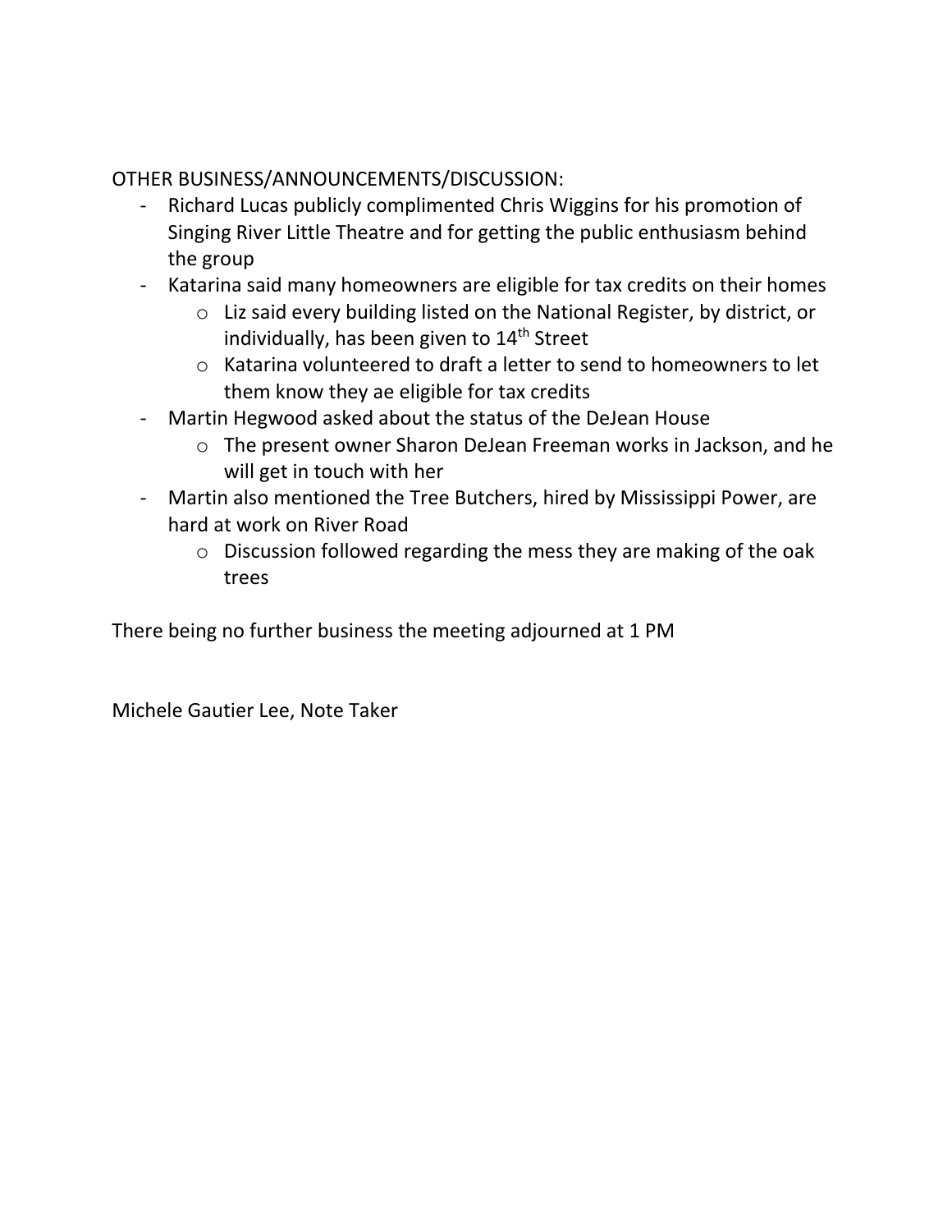OTHER BUSINESS/ANNOUNCEMENTS/DISCUSSION:

- Richard Lucas publicly complimented Chris Wiggins for his promotion of Singing River Little Theatre and for getting the public enthusiasm behind the group
- Katarina said many homeowners are eligible for tax credits on their homes
    - Liz said every building listed on the National Register, by district, or individually, has been given to 14th Street
    - Katarina volunteered to draft a letter to send to homeowners to let them know they ae eligible for tax credits
- Martin Hegwood asked about the status of the DeJean House
    - The present owner Sharon DeJean Freeman works in Jackson, and he will get in touch with her
- Martin also mentioned the Tree Butchers, hired by Mississippi Power, are hard at work on River Road
    - Discussion followed regarding the mess they are making of the oak trees

There being no further business the meeting adjourned at 1 PM

Michele Gautier Lee, Note Taker